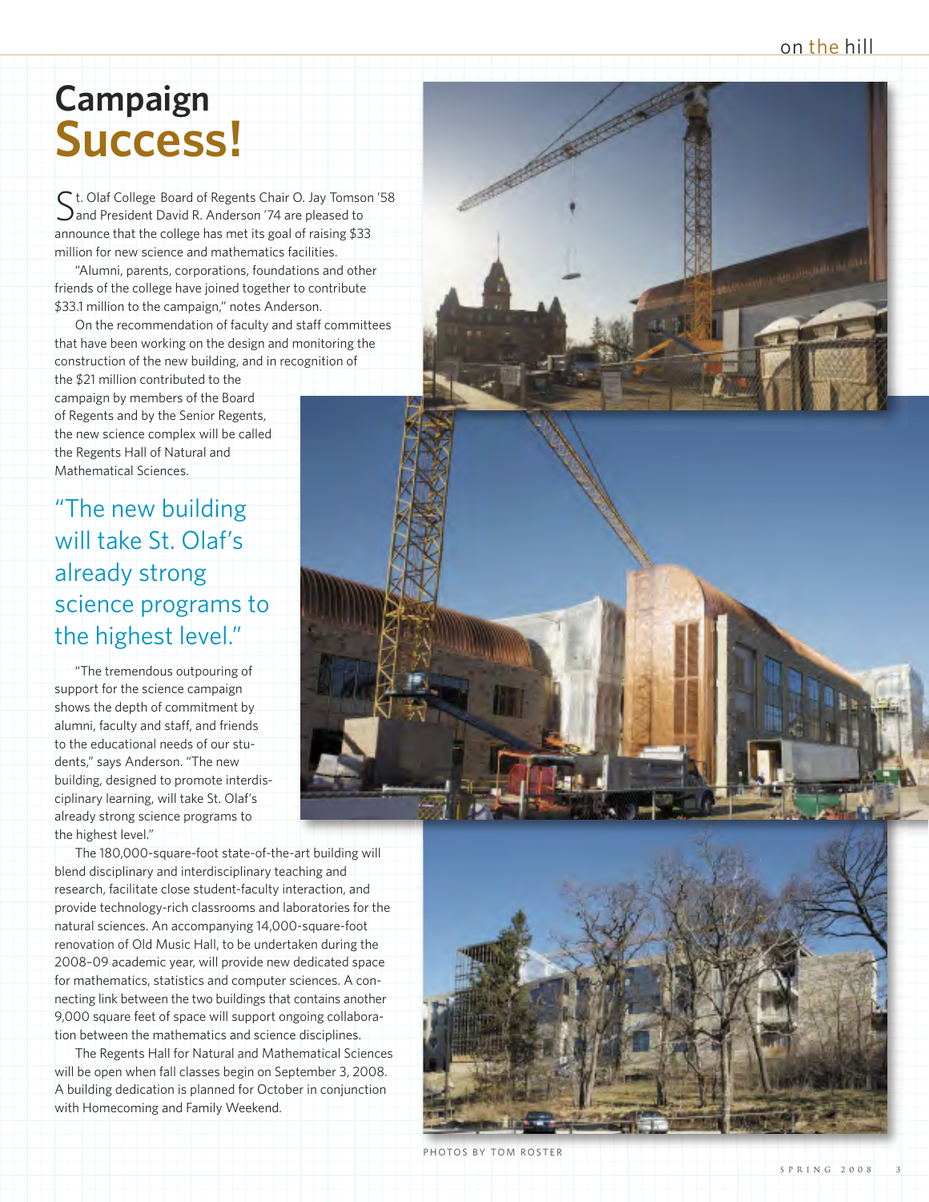# Campaign Success!

St. Olaf College Board of Regents Chair O. Jay Tomson '58 and President David R. Anderson '74 are pleased to announce that the college has met its goal of raising $33 million for new science and mathematics facilities.

"Alumni, parents, corporations, foundations and other friends of the college have joined together to contribute $33.1 million to the campaign," notes Anderson.

On the recommendation of faculty and staff committees that have been working on the design and monitoring the construction of the new building, and in recognition of the $21 million contributed to the campaign by members of the Board of Regents and by the Senior Regents, the new science complex will be called the Regents Hall of Natural and Mathematical Sciences.

> "The new building will take St. Olaf's already strong science programs to the highest level."

"The tremendous outpouring of support for the science campaign shows the depth of commitment by alumni, faculty and staff, and friends to the educational needs of our students," says Anderson. "The new building, designed to promote interdisciplinary learning, will take St. Olaf's already strong science programs to the highest level."

The 180,000-square-foot state-of-the-art building will blend disciplinary and interdisciplinary teaching and research, facilitate close student-faculty interaction, and provide technology-rich classrooms and laboratories for the natural sciences. An accompanying 14,000-square-foot renovation of Old Music Hall, to be undertaken during the 2008–09 academic year, will provide new dedicated space for mathematics, statistics and computer sciences. A connecting link between the two buildings that contains another 9,000 square feet of space will support ongoing collaboration between the mathematics and science disciplines.

The Regents Hall for Natural and Mathematical Sciences will be open when fall classes begin on September 3, 2008. A building dedication is planned for October in conjunction with Homecoming and Family Weekend.

PHOTOS BY TOM ROSTER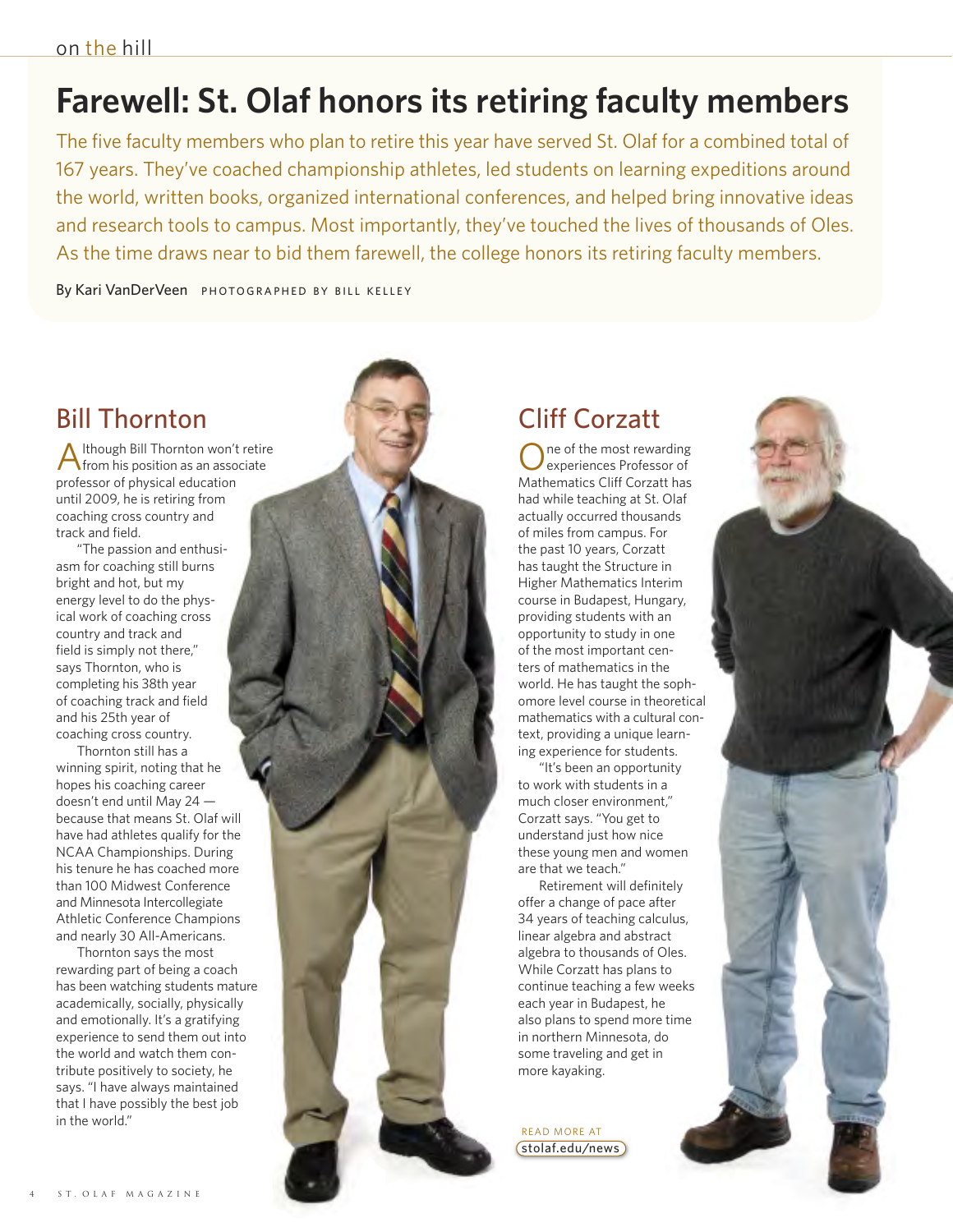# Farewell: St. Olaf honors its retiring faculty members

The five faculty members who plan to retire this year have served St. Olaf for a combined total of 167 years. They've coached championship athletes, led students on learning expeditions around the world, written books, organized international conferences, and helped bring innovative ideas and research tools to campus. Most importantly, they've touched the lives of thousands of Oles. As the time draws near to bid them farewell, the college honors its retiring faculty members.

By Kari VanDerVeen PHOTOGRAPHED BY BILL KELLEY

## Bill Thornton

Although Bill Thornton won't retire from his position as an associate professor of physical education until 2009, he is retiring from coaching cross country and track and field.

"The passion and enthusiasm for coaching still burns bright and hot, but my energy level to do the physical work of coaching cross country and track and field is simply not there," says Thornton, who is completing his 38th year of coaching track and field and his 25th year of coaching cross country.

Thornton still has a winning spirit, noting that he hopes his coaching career doesn't end until May 24 — because that means St. Olaf will have had athletes qualify for the NCAA Championships. During his tenure he has coached more than 100 Midwest Conference and Minnesota Intercollegiate Athletic Conference Champions and nearly 30 All-Americans.

Thornton says the most rewarding part of being a coach has been watching students mature academically, socially, physically and emotionally. It's a gratifying experience to send them out into the world and watch them contribute positively to society, he says. "I have always maintained that I have possibly the best job in the world."

## Cliff Corzatt

One of the most rewarding experiences Professor of Mathematics Cliff Corzatt has had while teaching at St. Olaf actually occurred thousands of miles from campus. For the past 10 years, Corzatt has taught the Structure in Higher Mathematics Interim course in Budapest, Hungary, providing students with an opportunity to study in one of the most important centers of mathematics in the world. He has taught the sophomore level course in theoretical mathematics with a cultural context, providing a unique learning experience for students.

"It's been an opportunity to work with students in a much closer environment," Corzatt says. "You get to understand just how nice these young men and women are that we teach."

Retirement will definitely offer a change of pace after 34 years of teaching calculus, linear algebra and abstract algebra to thousands of Oles. While Corzatt has plans to continue teaching a few weeks each year in Budapest, he also plans to spend more time in northern Minnesota, do some traveling and get in more kayaking.

READ MORE AT stolaf.edu/news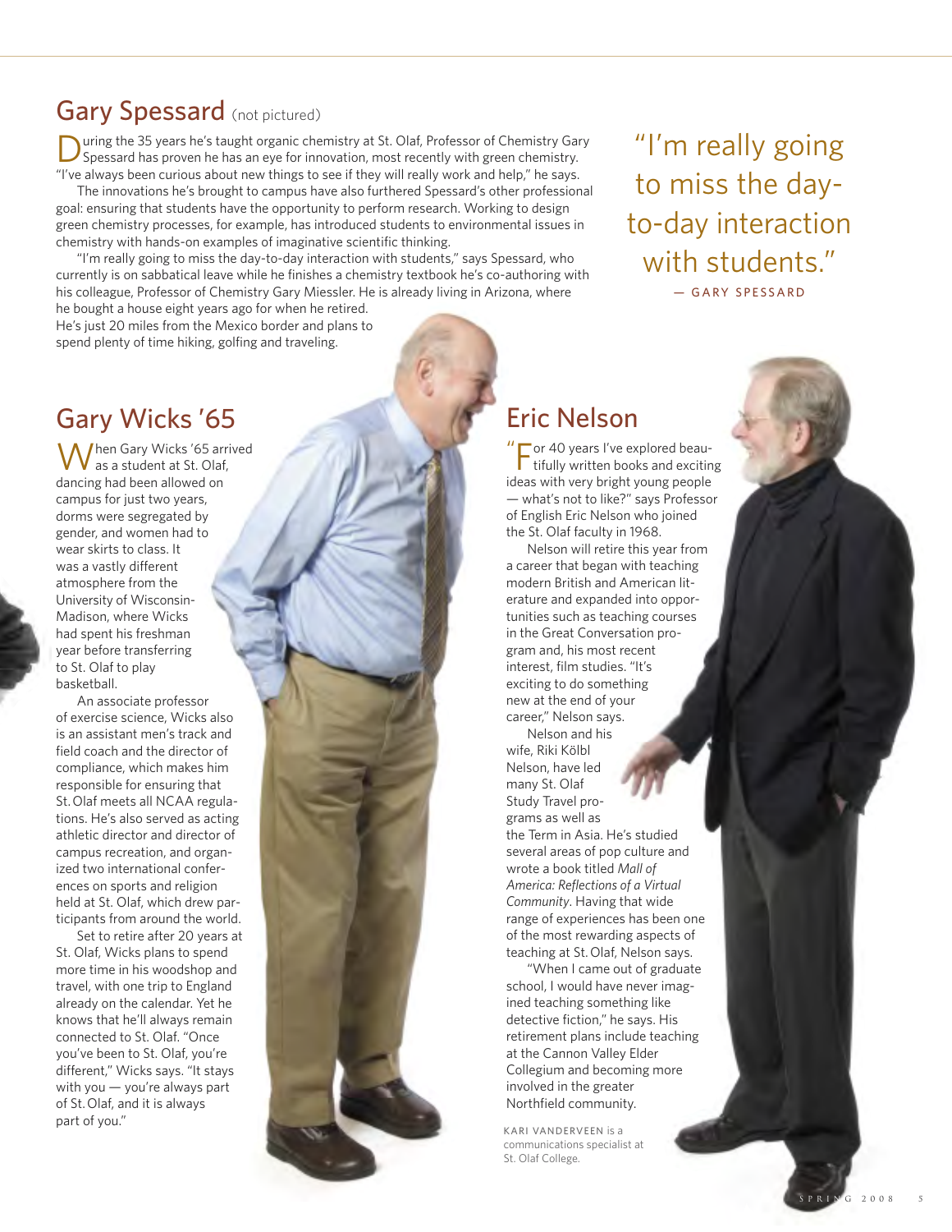## Gary Spessard (not pictured)

During the 35 years he's taught organic chemistry at St. Olaf, Professor of Chemistry Gary Spessard has proven he has an eye for innovation, most recently with green chemistry. "I've always been curious about new things to see if they will really work and help," he says.

The innovations he's brought to campus have also furthered Spessard's other professional goal: ensuring that students have the opportunity to perform research. Working to design green chemistry processes, for example, has introduced students to environmental issues in chemistry with hands-on examples of imaginative scientific thinking.

"I'm really going to miss the day-to-day interaction with students," says Spessard, who currently is on sabbatical leave while he finishes a chemistry textbook he's co-authoring with his colleague, Professor of Chemistry Gary Miessler. He is already living in Arizona, where he bought a house eight years ago for when he retired. He's just 20 miles from the Mexico border and plans to spend plenty of time hiking, golfing and traveling.

> "I'm really going to miss the day-to-day interaction with students."
> — GARY SPESSARD

## Gary Wicks '65

When Gary Wicks '65 arrived as a student at St. Olaf, dancing had been allowed on campus for just two years, dorms were segregated by gender, and women had to wear skirts to class. It was a vastly different atmosphere from the University of Wisconsin-Madison, where Wicks had spent his freshman year before transferring to St. Olaf to play basketball.

An associate professor of exercise science, Wicks also is an assistant men's track and field coach and the director of compliance, which makes him responsible for ensuring that St. Olaf meets all NCAA regulations. He's also served as acting athletic director and director of campus recreation, and organized two international conferences on sports and religion held at St. Olaf, which drew participants from around the world.

Set to retire after 20 years at St. Olaf, Wicks plans to spend more time in his woodshop and travel, with one trip to England already on the calendar. Yet he knows that he'll always remain connected to St. Olaf. "Once you've been to St. Olaf, you're different," Wicks says. "It stays with you — you're always part of St. Olaf, and it is always part of you."

## Eric Nelson

"For 40 years I've explored beautifully written books and exciting ideas with very bright young people — what's not to like?" says Professor of English Eric Nelson who joined the St. Olaf faculty in 1968.

Nelson will retire this year from a career that began with teaching modern British and American literature and expanded into opportunities such as teaching courses in the Great Conversation program and, his most recent interest, film studies. "It's exciting to do something new at the end of your career," Nelson says.

Nelson and his wife, Riki Kölbl Nelson, have led many St. Olaf Study Travel programs as well as the Term in Asia. He's studied several areas of pop culture and wrote a book titled *Mall of America: Reflections of a Virtual Community*. Having that wide range of experiences has been one of the most rewarding aspects of teaching at St. Olaf, Nelson says.

"When I came out of graduate school, I would have never imagined teaching something like detective fiction," he says. His retirement plans include teaching at the Cannon Valley Elder Collegium and becoming more involved in the greater Northfield community.

KARI VANDERVEEN is a communications specialist at St. Olaf College.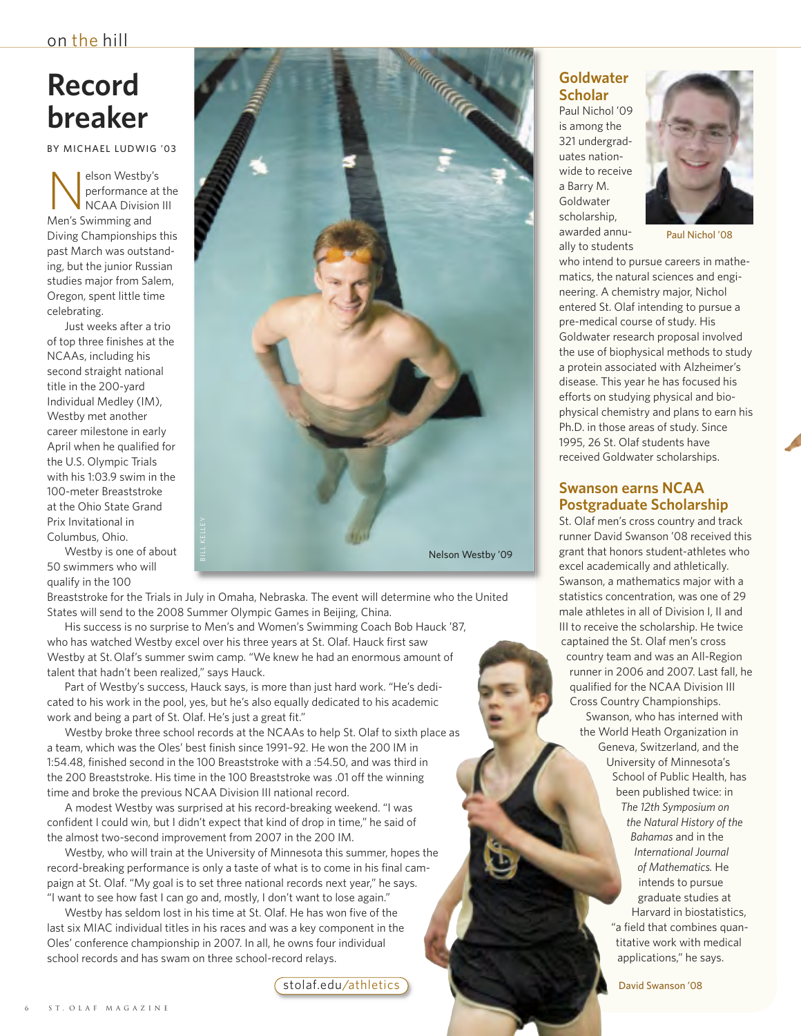# Record breaker

BY MICHAEL LUDWIG '03

Nelson Westby's performance at the NCAA Division III Men's Swimming and Diving Championships this past March was outstanding, but the junior Russian studies major from Salem, Oregon, spent little time celebrating.

Just weeks after a trio of top three finishes at the NCAAs, including his second straight national title in the 200-yard Individual Medley (IM), Westby met another career milestone in early April when he qualified for the U.S. Olympic Trials with his 1:03.9 swim in the 100-meter Breaststroke at the Ohio State Grand Prix Invitational in Columbus, Ohio.

Westby is one of about 50 swimmers who will qualify in the 100 Breaststroke for the Trials in July in Omaha, Nebraska. The event will determine who the United States will send to the 2008 Summer Olympic Games in Beijing, China.

His success is no surprise to Men's and Women's Swimming Coach Bob Hauck '87, who has watched Westby excel over his three years at St. Olaf. Hauck first saw Westby at St. Olaf's summer swim camp. "We knew he had an enormous amount of talent that hadn't been realized," says Hauck.

Part of Westby's success, Hauck says, is more than just hard work. "He's dedicated to his work in the pool, yes, but he's also equally dedicated to his academic work and being a part of St. Olaf. He's just a great fit."

Westby broke three school records at the NCAAs to help St. Olaf to sixth place as a team, which was the Oles' best finish since 1991–92. He won the 200 IM in 1:54.48, finished second in the 100 Breaststroke with a :54.50, and was third in the 200 Breaststroke. His time in the 100 Breaststroke was .01 off the winning time and broke the previous NCAA Division III national record.

A modest Westby was surprised at his record-breaking weekend. "I was confident I could win, but I didn't expect that kind of drop in time," he said of the almost two-second improvement from 2007 in the 200 IM.

Westby, who will train at the University of Minnesota this summer, hopes the record-breaking performance is only a taste of what is to come in his final campaign at St. Olaf. "My goal is to set three national records next year," he says. "I want to see how fast I can go and, mostly, I don't want to lose again."

Westby has seldom lost in his time at St. Olaf. He has won five of the last six MIAC individual titles in his races and was a key component in the Oles' conference championship in 2007. In all, he owns four individual school records and has swam on three school-record relays.

BILL KELLEY

Nelson Westby '09

stolaf.edu/athletics

## Goldwater Scholar

Paul Nichol '09 is among the 321 undergraduates nationwide to receive a Barry M. Goldwater scholarship, awarded annually to students who intend to pursue careers in mathematics, the natural sciences and engineering. A chemistry major, Nichol entered St. Olaf intending to pursue a pre-medical course of study. His Goldwater research proposal involved the use of biophysical methods to study a protein associated with Alzheimer's disease. This year he has focused his efforts on studying physical and biophysical chemistry and plans to earn his Ph.D. in those areas of study. Since 1995, 26 St. Olaf students have received Goldwater scholarships.

Paul Nichol '08

## Swanson earns NCAA Postgraduate Scholarship

St. Olaf men's cross country and track runner David Swanson '08 received this grant that honors student-athletes who excel academically and athletically. Swanson, a mathematics major with a statistics concentration, was one of 29 male athletes in all of Division I, II and III to receive the scholarship. He twice captained the St. Olaf men's cross country team and was an All-Region runner in 2006 and 2007. Last fall, he qualified for the NCAA Division III Cross Country Championships.

Swanson, who has interned with the World Heath Organization in Geneva, Switzerland, and the University of Minnesota's School of Public Health, has been published twice: in *The 12th Symposium on the Natural History of the Bahamas* and in the *International Journal of Mathematics.* He intends to pursue graduate studies at Harvard in biostatistics, "a field that combines quantitative work with medical applications," he says.

David Swanson '08